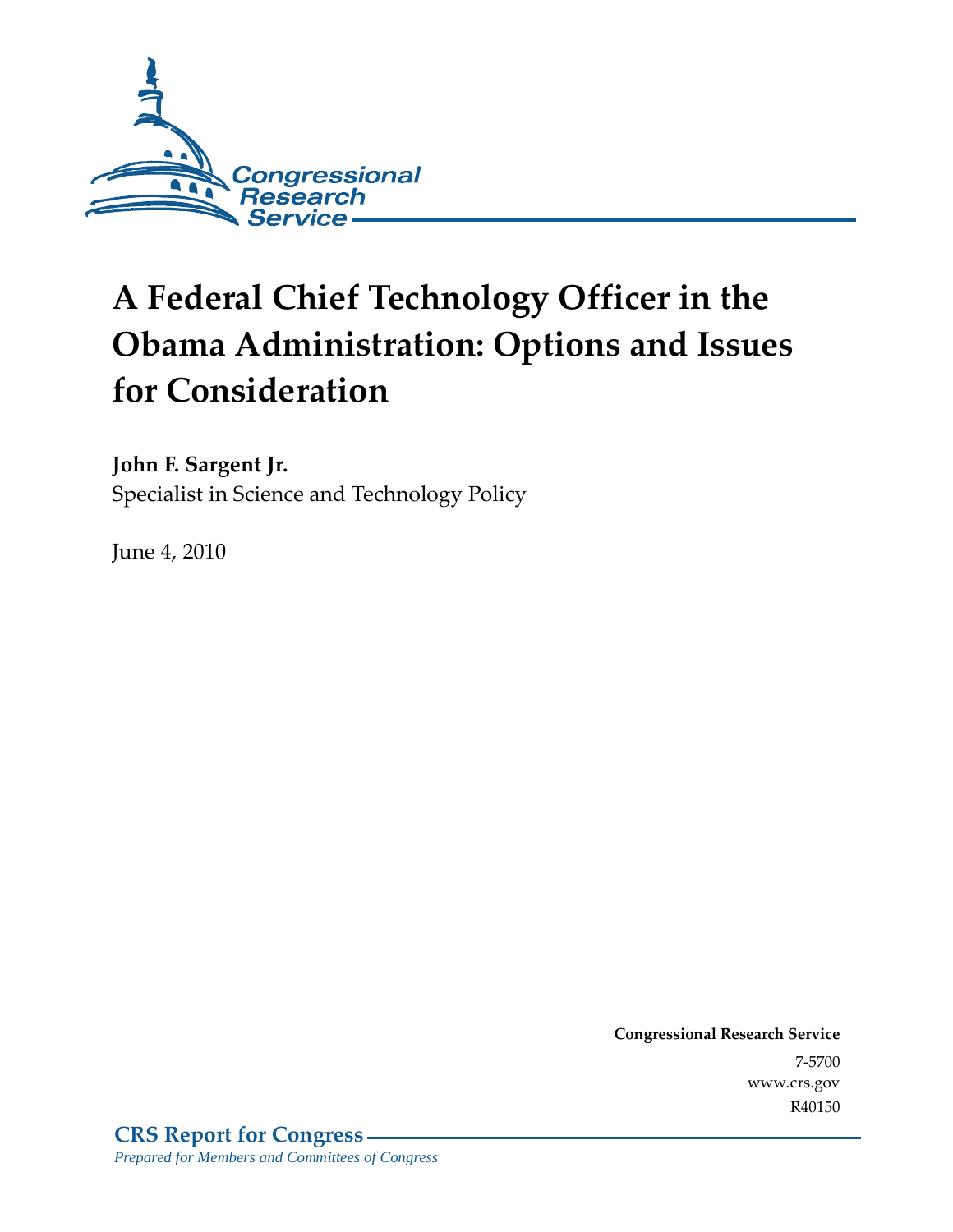# A Federal Chief Technology Officer in the Obama Administration: Options and Issues for Consideration

**John F. Sargent Jr.**
Specialist in Science and Technology Policy

June 4, 2010

**Congressional Research Service**
7-5700
www.crs.gov
R40150

**CRS Report for Congress**
*Prepared for Members and Committees of Congress*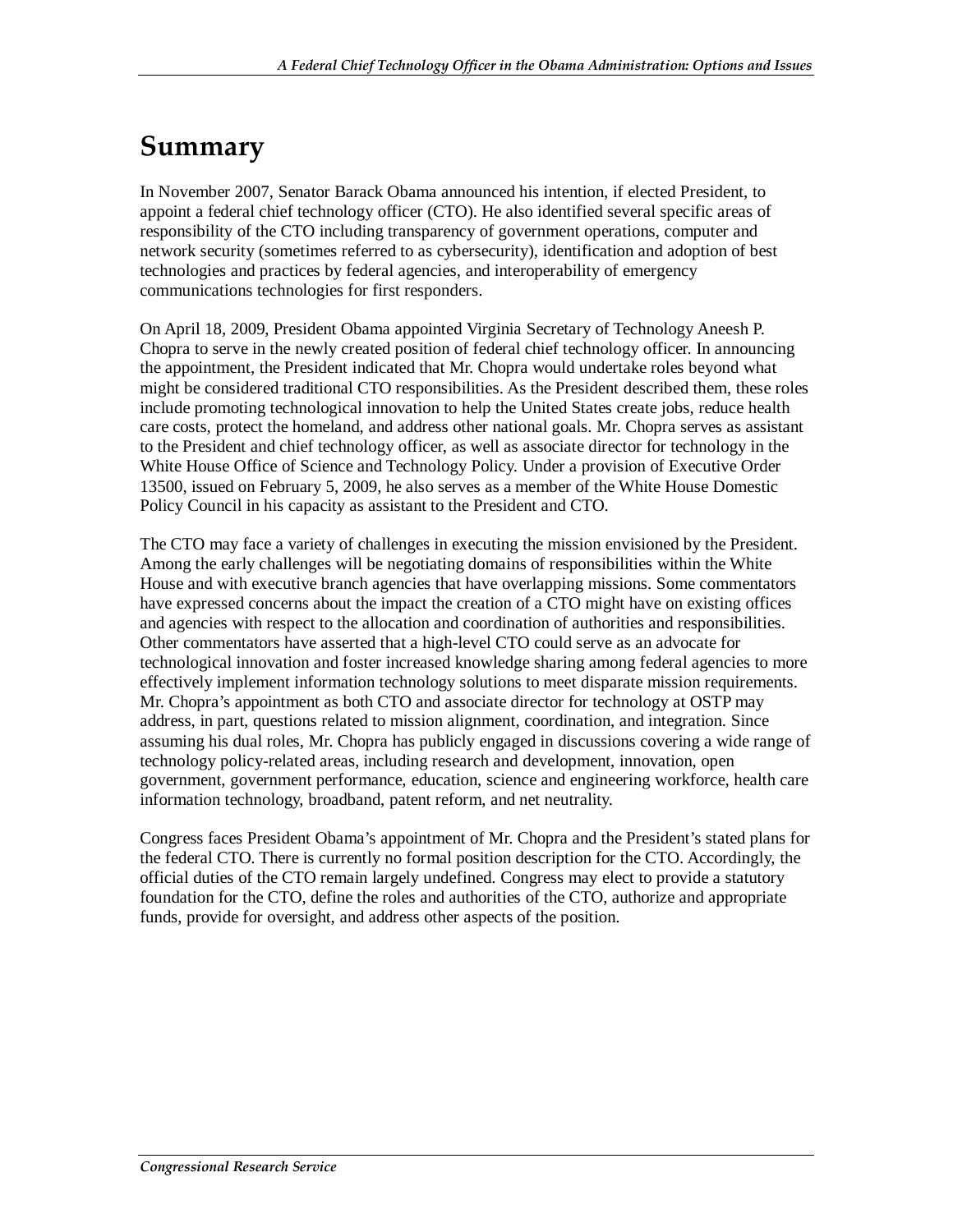# Summary

In November 2007, Senator Barack Obama announced his intention, if elected President, to appoint a federal chief technology officer (CTO). He also identified several specific areas of responsibility of the CTO including transparency of government operations, computer and network security (sometimes referred to as cybersecurity), identification and adoption of best technologies and practices by federal agencies, and interoperability of emergency communications technologies for first responders.

On April 18, 2009, President Obama appointed Virginia Secretary of Technology Aneesh P. Chopra to serve in the newly created position of federal chief technology officer. In announcing the appointment, the President indicated that Mr. Chopra would undertake roles beyond what might be considered traditional CTO responsibilities. As the President described them, these roles include promoting technological innovation to help the United States create jobs, reduce health care costs, protect the homeland, and address other national goals. Mr. Chopra serves as assistant to the President and chief technology officer, as well as associate director for technology in the White House Office of Science and Technology Policy. Under a provision of Executive Order 13500, issued on February 5, 2009, he also serves as a member of the White House Domestic Policy Council in his capacity as assistant to the President and CTO.

The CTO may face a variety of challenges in executing the mission envisioned by the President. Among the early challenges will be negotiating domains of responsibilities within the White House and with executive branch agencies that have overlapping missions. Some commentators have expressed concerns about the impact the creation of a CTO might have on existing offices and agencies with respect to the allocation and coordination of authorities and responsibilities. Other commentators have asserted that a high-level CTO could serve as an advocate for technological innovation and foster increased knowledge sharing among federal agencies to more effectively implement information technology solutions to meet disparate mission requirements. Mr. Chopra's appointment as both CTO and associate director for technology at OSTP may address, in part, questions related to mission alignment, coordination, and integration. Since assuming his dual roles, Mr. Chopra has publicly engaged in discussions covering a wide range of technology policy-related areas, including research and development, innovation, open government, government performance, education, science and engineering workforce, health care information technology, broadband, patent reform, and net neutrality.

Congress faces President Obama's appointment of Mr. Chopra and the President's stated plans for the federal CTO. There is currently no formal position description for the CTO. Accordingly, the official duties of the CTO remain largely undefined. Congress may elect to provide a statutory foundation for the CTO, define the roles and authorities of the CTO, authorize and appropriate funds, provide for oversight, and address other aspects of the position.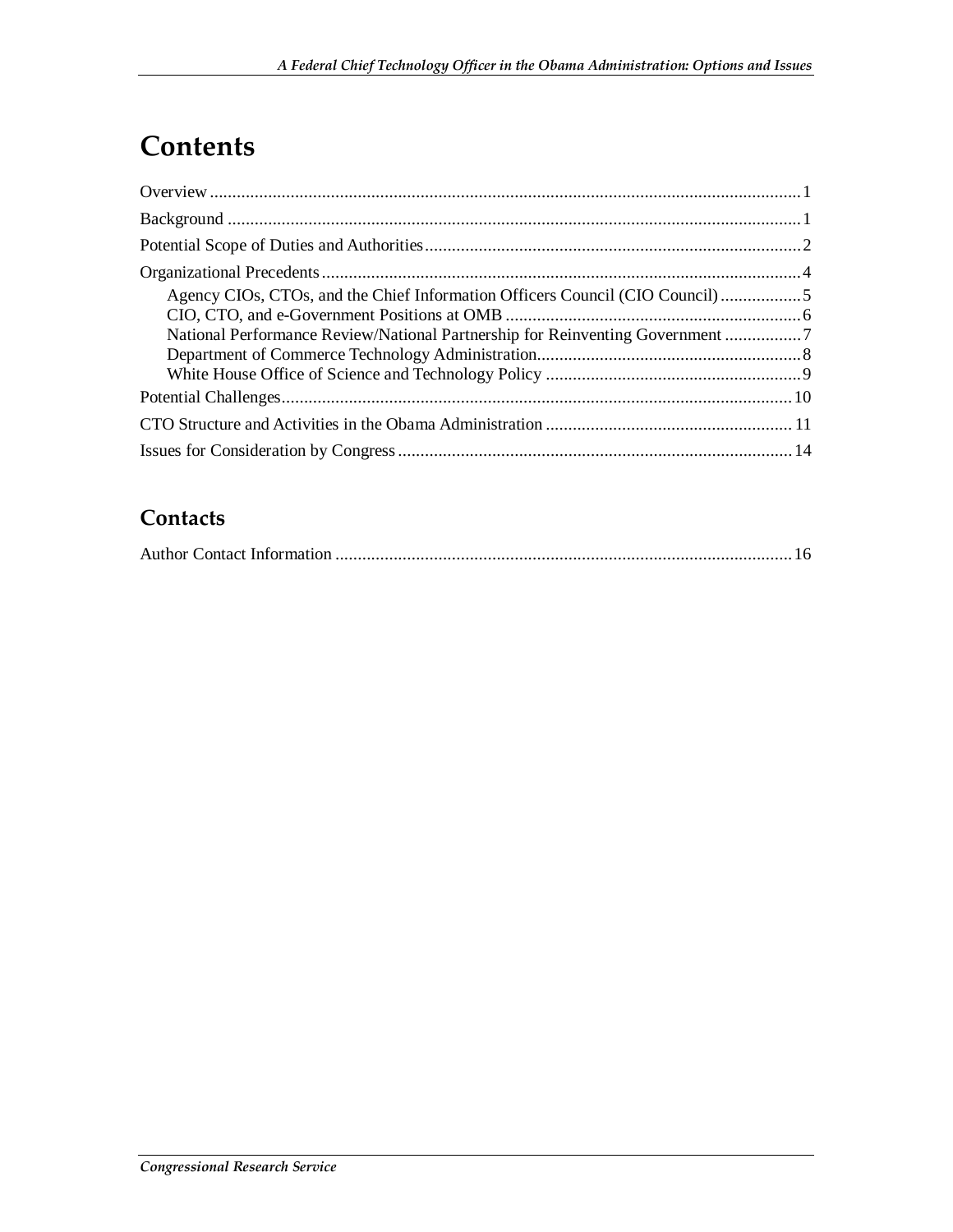# Contents

Overview ..... 1

Background ..... 1

Potential Scope of Duties and Authorities ..... 2

Organizational Precedents ..... 4

- Agency CIOs, CTOs, and the Chief Information Officers Council (CIO Council) ..... 5
- CIO, CTO, and e-Government Positions at OMB ..... 6
- National Performance Review/National Partnership for Reinventing Government ..... 7
- Department of Commerce Technology Administration ..... 8
- White House Office of Science and Technology Policy ..... 9

Potential Challenges ..... 10

CTO Structure and Activities in the Obama Administration ..... 11

Issues for Consideration by Congress ..... 14

## Contacts

Author Contact Information ..... 16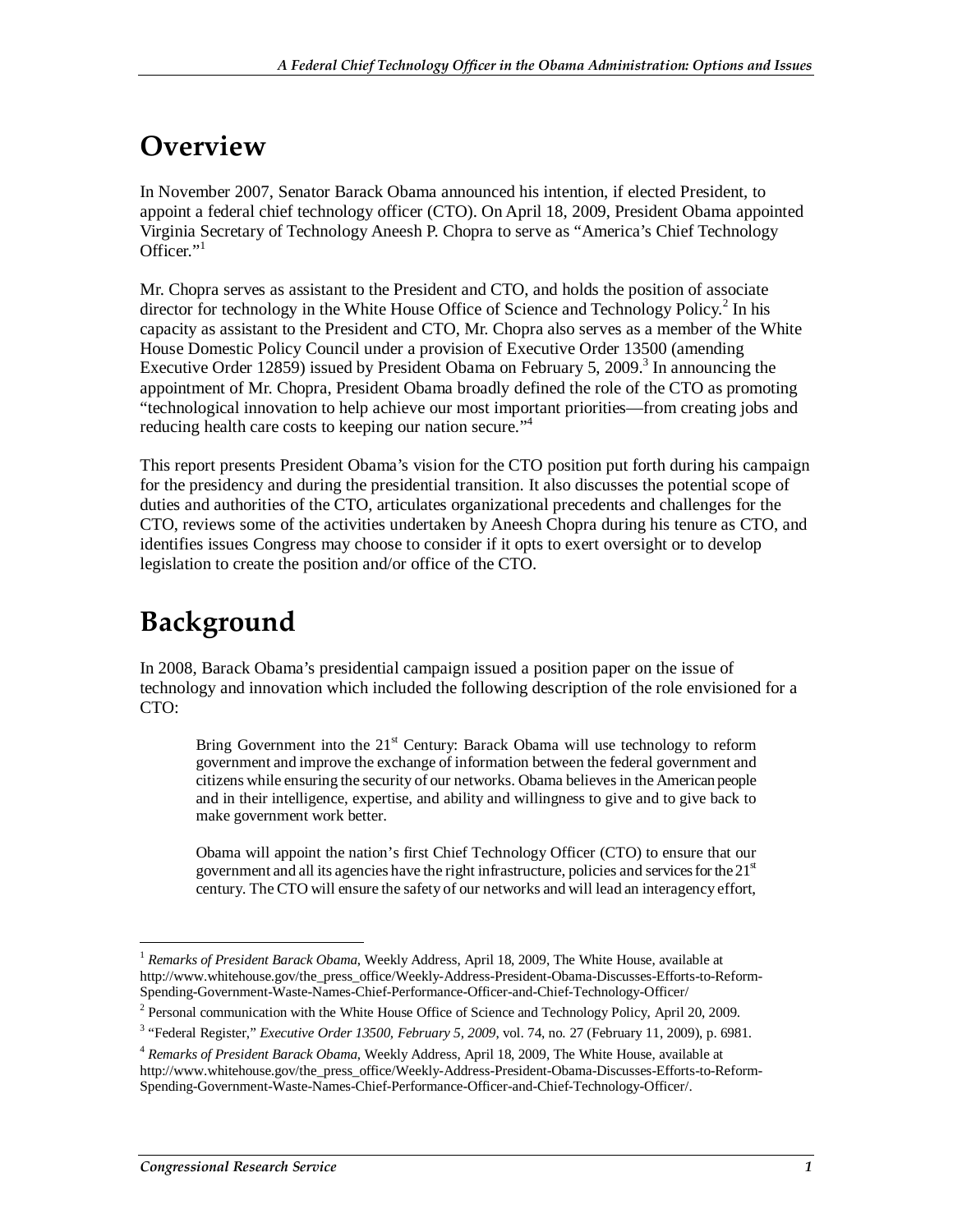## Overview

In November 2007, Senator Barack Obama announced his intention, if elected President, to appoint a federal chief technology officer (CTO). On April 18, 2009, President Obama appointed Virginia Secretary of Technology Aneesh P. Chopra to serve as "America's Chief Technology Officer."[1]

Mr. Chopra serves as assistant to the President and CTO, and holds the position of associate director for technology in the White House Office of Science and Technology Policy.[2] In his capacity as assistant to the President and CTO, Mr. Chopra also serves as a member of the White House Domestic Policy Council under a provision of Executive Order 13500 (amending Executive Order 12859) issued by President Obama on February 5, 2009.[3] In announcing the appointment of Mr. Chopra, President Obama broadly defined the role of the CTO as promoting "technological innovation to help achieve our most important priorities—from creating jobs and reducing health care costs to keeping our nation secure."[4]

This report presents President Obama's vision for the CTO position put forth during his campaign for the presidency and during the presidential transition. It also discusses the potential scope of duties and authorities of the CTO, articulates organizational precedents and challenges for the CTO, reviews some of the activities undertaken by Aneesh Chopra during his tenure as CTO, and identifies issues Congress may choose to consider if it opts to exert oversight or to develop legislation to create the position and/or office of the CTO.

## Background

In 2008, Barack Obama's presidential campaign issued a position paper on the issue of technology and innovation which included the following description of the role envisioned for a CTO:

> Bring Government into the 21st Century: Barack Obama will use technology to reform government and improve the exchange of information between the federal government and citizens while ensuring the security of our networks. Obama believes in the American people and in their intelligence, expertise, and ability and willingness to give and to give back to make government work better.
>
> Obama will appoint the nation's first Chief Technology Officer (CTO) to ensure that our government and all its agencies have the right infrastructure, policies and services for the 21st century. The CTO will ensure the safety of our networks and will lead an interagency effort,

---

[1] *Remarks of President Barack Obama*, Weekly Address, April 18, 2009, The White House, available at http://www.whitehouse.gov/the_press_office/Weekly-Address-President-Obama-Discusses-Efforts-to-Reform-Spending-Government-Waste-Names-Chief-Performance-Officer-and-Chief-Technology-Officer/

[2] Personal communication with the White House Office of Science and Technology Policy, April 20, 2009.

[3] "Federal Register," *Executive Order 13500, February 5, 2009*, vol. 74, no. 27 (February 11, 2009), p. 6981.

[4] *Remarks of President Barack Obama*, Weekly Address, April 18, 2009, The White House, available at http://www.whitehouse.gov/the_press_office/Weekly-Address-President-Obama-Discusses-Efforts-to-Reform-Spending-Government-Waste-Names-Chief-Performance-Officer-and-Chief-Technology-Officer/.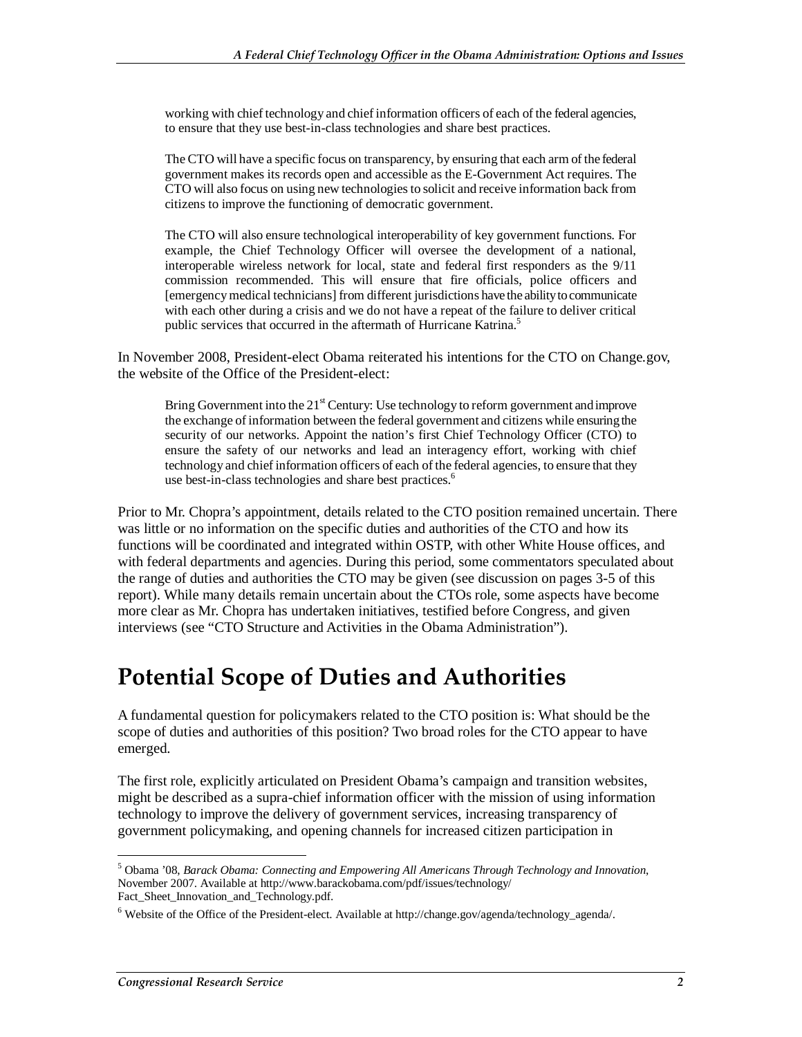> working with chief technology and chief information officers of each of the federal agencies, to ensure that they use best-in-class technologies and share best practices.
>
> The CTO will have a specific focus on transparency, by ensuring that each arm of the federal government makes its records open and accessible as the E-Government Act requires. The CTO will also focus on using new technologies to solicit and receive information back from citizens to improve the functioning of democratic government.
>
> The CTO will also ensure technological interoperability of key government functions. For example, the Chief Technology Officer will oversee the development of a national, interoperable wireless network for local, state and federal first responders as the 9/11 commission recommended. This will ensure that fire officials, police officers and [emergency medical technicians] from different jurisdictions have the ability to communicate with each other during a crisis and we do not have a repeat of the failure to deliver critical public services that occurred in the aftermath of Hurricane Katrina.[5]

In November 2008, President-elect Obama reiterated his intentions for the CTO on Change.gov, the website of the Office of the President-elect:

> Bring Government into the 21st Century: Use technology to reform government and improve the exchange of information between the federal government and citizens while ensuring the security of our networks. Appoint the nation's first Chief Technology Officer (CTO) to ensure the safety of our networks and lead an interagency effort, working with chief technology and chief information officers of each of the federal agencies, to ensure that they use best-in-class technologies and share best practices.[6]

Prior to Mr. Chopra's appointment, details related to the CTO position remained uncertain. There was little or no information on the specific duties and authorities of the CTO and how its functions will be coordinated and integrated within OSTP, with other White House offices, and with federal departments and agencies. During this period, some commentators speculated about the range of duties and authorities the CTO may be given (see discussion on pages 3-5 of this report). While many details remain uncertain about the CTOs role, some aspects have become more clear as Mr. Chopra has undertaken initiatives, testified before Congress, and given interviews (see "CTO Structure and Activities in the Obama Administration").

# Potential Scope of Duties and Authorities

A fundamental question for policymakers related to the CTO position is: What should be the scope of duties and authorities of this position? Two broad roles for the CTO appear to have emerged.

The first role, explicitly articulated on President Obama's campaign and transition websites, might be described as a supra-chief information officer with the mission of using information technology to improve the delivery of government services, increasing transparency of government policymaking, and opening channels for increased citizen participation in

---

[5] Obama '08, *Barack Obama: Connecting and Empowering All Americans Through Technology and Innovation*, November 2007. Available at http://www.barackobama.com/pdf/issues/technology/Fact_Sheet_Innovation_and_Technology.pdf.

[6] Website of the Office of the President-elect. Available at http://change.gov/agenda/technology_agenda/.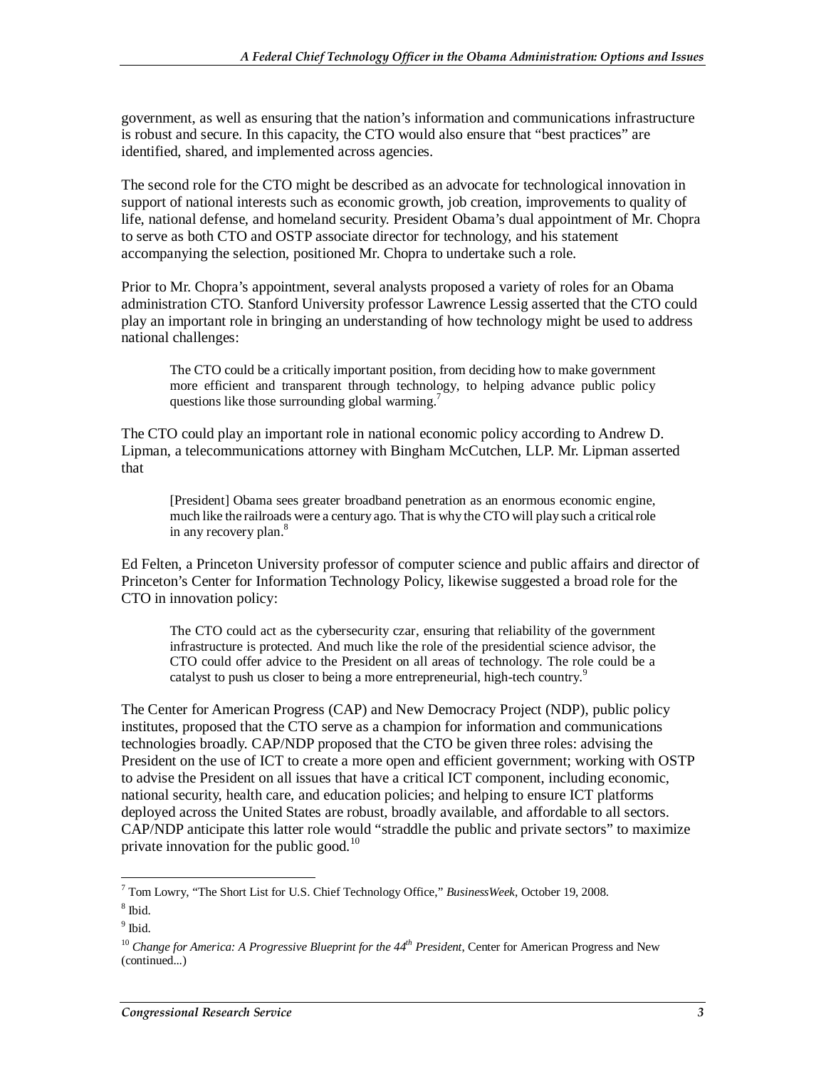government, as well as ensuring that the nation's information and communications infrastructure is robust and secure. In this capacity, the CTO would also ensure that "best practices" are identified, shared, and implemented across agencies.

The second role for the CTO might be described as an advocate for technological innovation in support of national interests such as economic growth, job creation, improvements to quality of life, national defense, and homeland security. President Obama's dual appointment of Mr. Chopra to serve as both CTO and OSTP associate director for technology, and his statement accompanying the selection, positioned Mr. Chopra to undertake such a role.

Prior to Mr. Chopra's appointment, several analysts proposed a variety of roles for an Obama administration CTO. Stanford University professor Lawrence Lessig asserted that the CTO could play an important role in bringing an understanding of how technology might be used to address national challenges:

> The CTO could be a critically important position, from deciding how to make government more efficient and transparent through technology, to helping advance public policy questions like those surrounding global warming.[7]

The CTO could play an important role in national economic policy according to Andrew D. Lipman, a telecommunications attorney with Bingham McCutchen, LLP. Mr. Lipman asserted that

> [President] Obama sees greater broadband penetration as an enormous economic engine, much like the railroads were a century ago. That is why the CTO will play such a critical role in any recovery plan.[8]

Ed Felten, a Princeton University professor of computer science and public affairs and director of Princeton's Center for Information Technology Policy, likewise suggested a broad role for the CTO in innovation policy:

> The CTO could act as the cybersecurity czar, ensuring that reliability of the government infrastructure is protected. And much like the role of the presidential science advisor, the CTO could offer advice to the President on all areas of technology. The role could be a catalyst to push us closer to being a more entrepreneurial, high-tech country.[9]

The Center for American Progress (CAP) and New Democracy Project (NDP), public policy institutes, proposed that the CTO serve as a champion for information and communications technologies broadly. CAP/NDP proposed that the CTO be given three roles: advising the President on the use of ICT to create a more open and efficient government; working with OSTP to advise the President on all issues that have a critical ICT component, including economic, national security, health care, and education policies; and helping to ensure ICT platforms deployed across the United States are robust, broadly available, and affordable to all sectors. CAP/NDP anticipate this latter role would "straddle the public and private sectors" to maximize private innovation for the public good.[10]

---

[7] Tom Lowry, "The Short List for U.S. Chief Technology Office," *BusinessWeek*, October 19, 2008.

[8] Ibid.

[9] Ibid.

[10] *Change for America: A Progressive Blueprint for the 44th President*, Center for American Progress and New (continued...)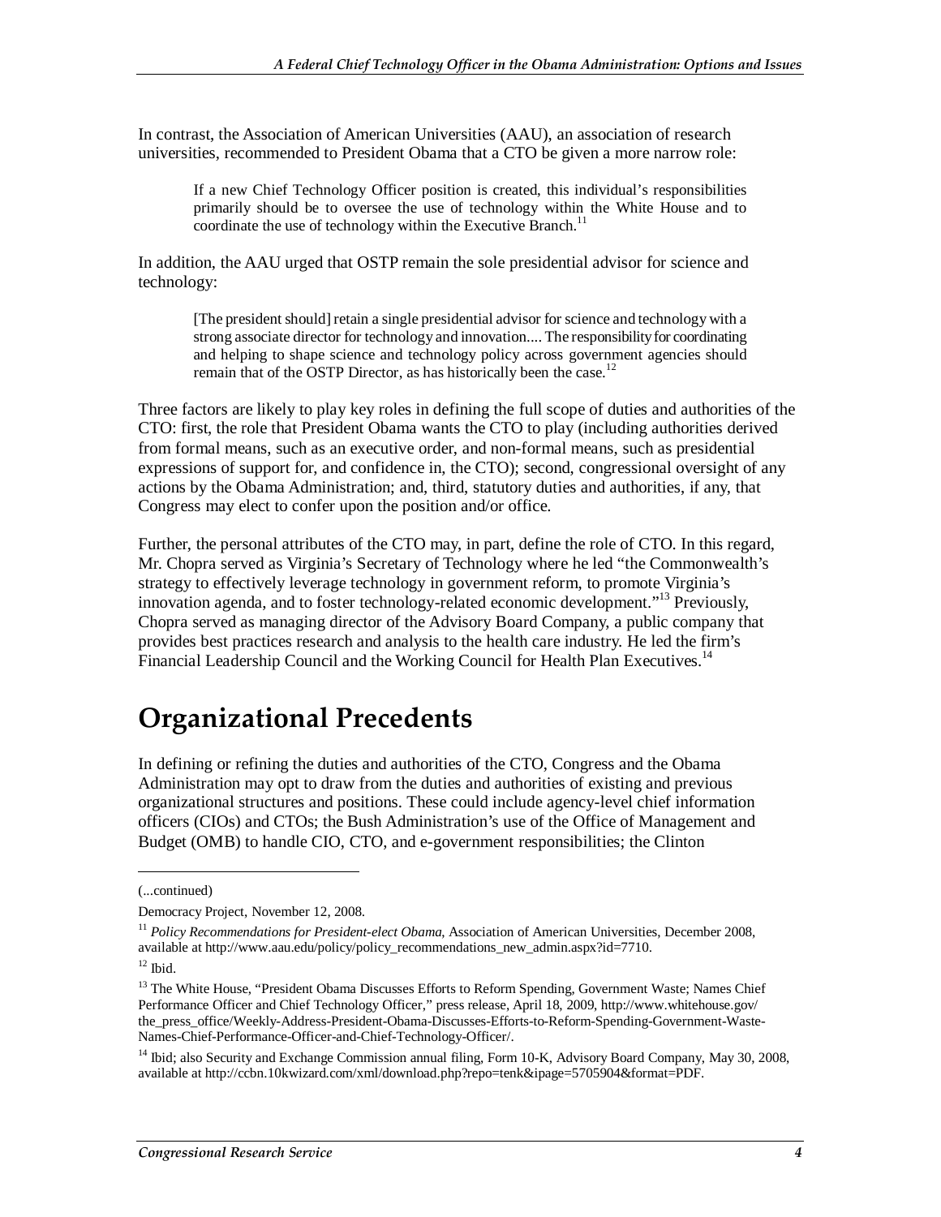In contrast, the Association of American Universities (AAU), an association of research universities, recommended to President Obama that a CTO be given a more narrow role:

> If a new Chief Technology Officer position is created, this individual's responsibilities primarily should be to oversee the use of technology within the White House and to coordinate the use of technology within the Executive Branch.[11]

In addition, the AAU urged that OSTP remain the sole presidential advisor for science and technology:

> [The president should] retain a single presidential advisor for science and technology with a strong associate director for technology and innovation.... The responsibility for coordinating and helping to shape science and technology policy across government agencies should remain that of the OSTP Director, as has historically been the case.[12]

Three factors are likely to play key roles in defining the full scope of duties and authorities of the CTO: first, the role that President Obama wants the CTO to play (including authorities derived from formal means, such as an executive order, and non-formal means, such as presidential expressions of support for, and confidence in, the CTO); second, congressional oversight of any actions by the Obama Administration; and, third, statutory duties and authorities, if any, that Congress may elect to confer upon the position and/or office.

Further, the personal attributes of the CTO may, in part, define the role of CTO. In this regard, Mr. Chopra served as Virginia's Secretary of Technology where he led "the Commonwealth's strategy to effectively leverage technology in government reform, to promote Virginia's innovation agenda, and to foster technology-related economic development."[13] Previously, Chopra served as managing director of the Advisory Board Company, a public company that provides best practices research and analysis to the health care industry. He led the firm's Financial Leadership Council and the Working Council for Health Plan Executives.[14]

# Organizational Precedents

In defining or refining the duties and authorities of the CTO, Congress and the Obama Administration may opt to draw from the duties and authorities of existing and previous organizational structures and positions. These could include agency-level chief information officers (CIOs) and CTOs; the Bush Administration's use of the Office of Management and Budget (OMB) to handle CIO, CTO, and e-government responsibilities; the Clinton

---

(...continued)

Democracy Project, November 12, 2008.

[11] *Policy Recommendations for President-elect Obama*, Association of American Universities, December 2008, available at http://www.aau.edu/policy/policy_recommendations_new_admin.aspx?id=7710.

[12] Ibid.

[13] The White House, "President Obama Discusses Efforts to Reform Spending, Government Waste; Names Chief Performance Officer and Chief Technology Officer," press release, April 18, 2009, http://www.whitehouse.gov/the_press_office/Weekly-Address-President-Obama-Discusses-Efforts-to-Reform-Spending-Government-Waste-Names-Chief-Performance-Officer-and-Chief-Technology-Officer/.

[14] Ibid; also Security and Exchange Commission annual filing, Form 10-K, Advisory Board Company, May 30, 2008, available at http://ccbn.10kwizard.com/xml/download.php?repo=tenk&ipage=5705904&format=PDF.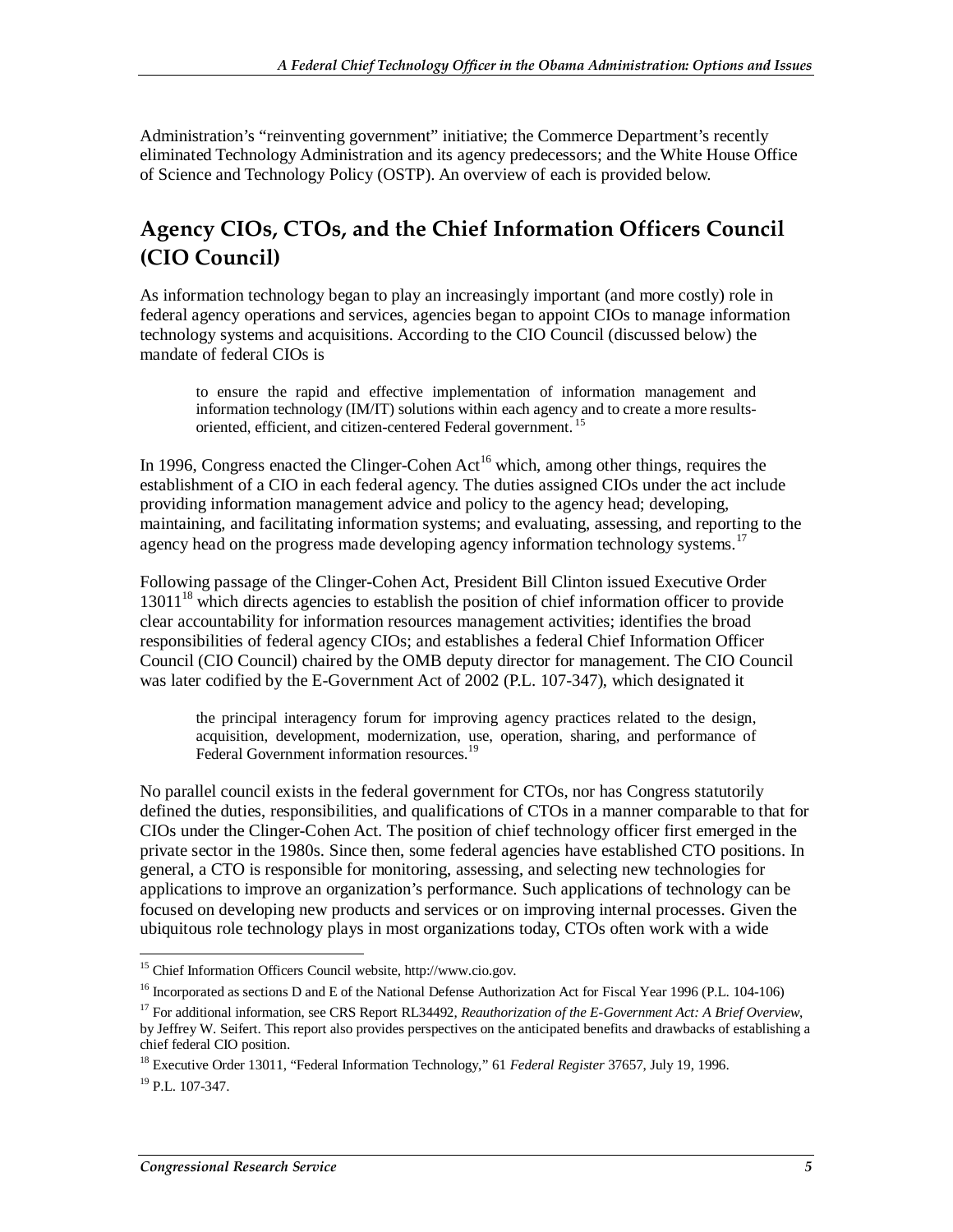Administration's "reinventing government" initiative; the Commerce Department's recently eliminated Technology Administration and its agency predecessors; and the White House Office of Science and Technology Policy (OSTP). An overview of each is provided below.

## Agency CIOs, CTOs, and the Chief Information Officers Council (CIO Council)

As information technology began to play an increasingly important (and more costly) role in federal agency operations and services, agencies began to appoint CIOs to manage information technology systems and acquisitions. According to the CIO Council (discussed below) the mandate of federal CIOs is

> to ensure the rapid and effective implementation of information management and information technology (IM/IT) solutions within each agency and to create a more results-oriented, efficient, and citizen-centered Federal government.[15]

In 1996, Congress enacted the Clinger-Cohen Act[16] which, among other things, requires the establishment of a CIO in each federal agency. The duties assigned CIOs under the act include providing information management advice and policy to the agency head; developing, maintaining, and facilitating information systems; and evaluating, assessing, and reporting to the agency head on the progress made developing agency information technology systems.[17]

Following passage of the Clinger-Cohen Act, President Bill Clinton issued Executive Order 13011[18] which directs agencies to establish the position of chief information officer to provide clear accountability for information resources management activities; identifies the broad responsibilities of federal agency CIOs; and establishes a federal Chief Information Officer Council (CIO Council) chaired by the OMB deputy director for management. The CIO Council was later codified by the E-Government Act of 2002 (P.L. 107-347), which designated it

> the principal interagency forum for improving agency practices related to the design, acquisition, development, modernization, use, operation, sharing, and performance of Federal Government information resources.[19]

No parallel council exists in the federal government for CTOs, nor has Congress statutorily defined the duties, responsibilities, and qualifications of CTOs in a manner comparable to that for CIOs under the Clinger-Cohen Act. The position of chief technology officer first emerged in the private sector in the 1980s. Since then, some federal agencies have established CTO positions. In general, a CTO is responsible for monitoring, assessing, and selecting new technologies for applications to improve an organization's performance. Such applications of technology can be focused on developing new products and services or on improving internal processes. Given the ubiquitous role technology plays in most organizations today, CTOs often work with a wide

---

[15] Chief Information Officers Council website, http://www.cio.gov.

[16] Incorporated as sections D and E of the National Defense Authorization Act for Fiscal Year 1996 (P.L. 104-106)

[17] For additional information, see CRS Report RL34492, *Reauthorization of the E-Government Act: A Brief Overview*, by Jeffrey W. Seifert. This report also provides perspectives on the anticipated benefits and drawbacks of establishing a chief federal CIO position.

[18] Executive Order 13011, "Federal Information Technology," 61 *Federal Register* 37657, July 19, 1996.

[19] P.L. 107-347.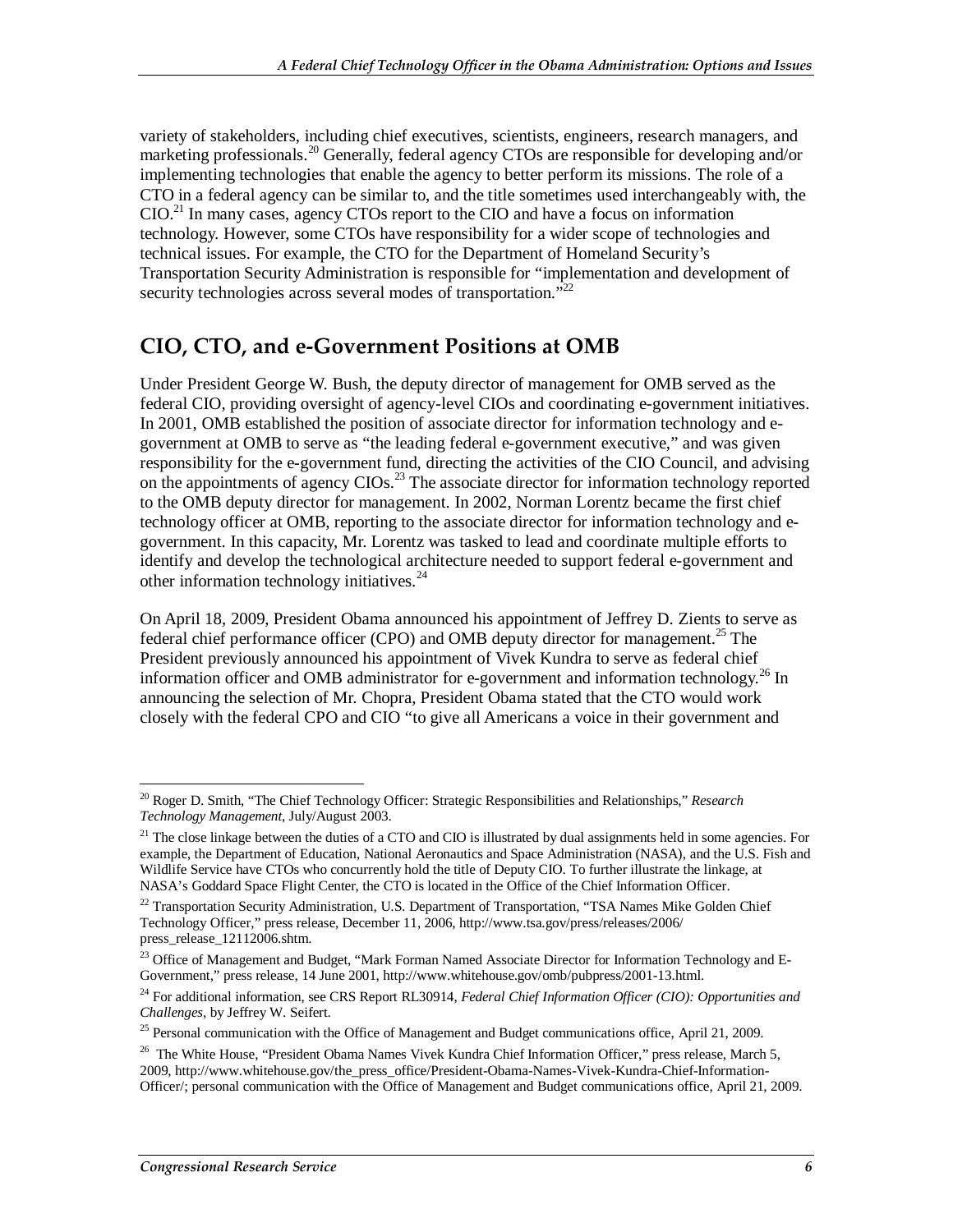variety of stakeholders, including chief executives, scientists, engineers, research managers, and marketing professionals.[20] Generally, federal agency CTOs are responsible for developing and/or implementing technologies that enable the agency to better perform its missions. The role of a CTO in a federal agency can be similar to, and the title sometimes used interchangeably with, the CIO.[21] In many cases, agency CTOs report to the CIO and have a focus on information technology. However, some CTOs have responsibility for a wider scope of technologies and technical issues. For example, the CTO for the Department of Homeland Security's Transportation Security Administration is responsible for "implementation and development of security technologies across several modes of transportation."[22]

## CIO, CTO, and e-Government Positions at OMB

Under President George W. Bush, the deputy director of management for OMB served as the federal CIO, providing oversight of agency-level CIOs and coordinating e-government initiatives. In 2001, OMB established the position of associate director for information technology and e-government at OMB to serve as "the leading federal e-government executive," and was given responsibility for the e-government fund, directing the activities of the CIO Council, and advising on the appointments of agency CIOs.[23] The associate director for information technology reported to the OMB deputy director for management. In 2002, Norman Lorentz became the first chief technology officer at OMB, reporting to the associate director for information technology and e-government. In this capacity, Mr. Lorentz was tasked to lead and coordinate multiple efforts to identify and develop the technological architecture needed to support federal e-government and other information technology initiatives.[24]

On April 18, 2009, President Obama announced his appointment of Jeffrey D. Zients to serve as federal chief performance officer (CPO) and OMB deputy director for management.[25] The President previously announced his appointment of Vivek Kundra to serve as federal chief information officer and OMB administrator for e-government and information technology.[26] In announcing the selection of Mr. Chopra, President Obama stated that the CTO would work closely with the federal CPO and CIO "to give all Americans a voice in their government and

---

[20] Roger D. Smith, "The Chief Technology Officer: Strategic Responsibilities and Relationships," *Research Technology Management*, July/August 2003.

[21] The close linkage between the duties of a CTO and CIO is illustrated by dual assignments held in some agencies. For example, the Department of Education, National Aeronautics and Space Administration (NASA), and the U.S. Fish and Wildlife Service have CTOs who concurrently hold the title of Deputy CIO. To further illustrate the linkage, at NASA's Goddard Space Flight Center, the CTO is located in the Office of the Chief Information Officer.

[22] Transportation Security Administration, U.S. Department of Transportation, "TSA Names Mike Golden Chief Technology Officer," press release, December 11, 2006, http://www.tsa.gov/press/releases/2006/press_release_12112006.shtm.

[23] Office of Management and Budget, "Mark Forman Named Associate Director for Information Technology and E-Government," press release, 14 June 2001, http://www.whitehouse.gov/omb/pubpress/2001-13.html.

[24] For additional information, see CRS Report RL30914, *Federal Chief Information Officer (CIO): Opportunities and Challenges*, by Jeffrey W. Seifert.

[25] Personal communication with the Office of Management and Budget communications office, April 21, 2009.

[26] The White House, "President Obama Names Vivek Kundra Chief Information Officer," press release, March 5, 2009, http://www.whitehouse.gov/the_press_office/President-Obama-Names-Vivek-Kundra-Chief-Information-Officer/; personal communication with the Office of Management and Budget communications office, April 21, 2009.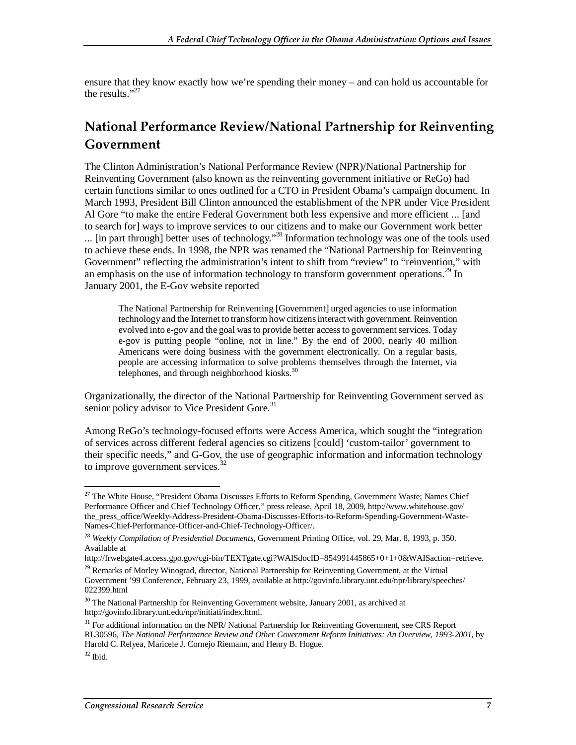ensure that they know exactly how we're spending their money – and can hold us accountable for the results."[27]

## National Performance Review/National Partnership for Reinventing Government

The Clinton Administration's National Performance Review (NPR)/National Partnership for Reinventing Government (also known as the reinventing government initiative or ReGo) had certain functions similar to ones outlined for a CTO in President Obama's campaign document. In March 1993, President Bill Clinton announced the establishment of the NPR under Vice President Al Gore "to make the entire Federal Government both less expensive and more efficient ... [and to search for] ways to improve services to our citizens and to make our Government work better ... [in part through] better uses of technology."[28] Information technology was one of the tools used to achieve these ends. In 1998, the NPR was renamed the "National Partnership for Reinventing Government" reflecting the administration's intent to shift from "review" to "reinvention," with an emphasis on the use of information technology to transform government operations.[29] In January 2001, the E-Gov website reported

> The National Partnership for Reinventing [Government] urged agencies to use information technology and the Internet to transform how citizens interact with government. Reinvention evolved into e-gov and the goal was to provide better access to government services. Today e-gov is putting people "online, not in line." By the end of 2000, nearly 40 million Americans were doing business with the government electronically. On a regular basis, people are accessing information to solve problems themselves through the Internet, via telephones, and through neighborhood kiosks.[30]

Organizationally, the director of the National Partnership for Reinventing Government served as senior policy advisor to Vice President Gore.[31]

Among ReGo's technology-focused efforts were Access America, which sought the "integration of services across different federal agencies so citizens [could] 'custom-tailor' government to their specific needs," and G-Gov, the use of geographic information and information technology to improve government services.[32]

---

[27] The White House, "President Obama Discusses Efforts to Reform Spending, Government Waste; Names Chief Performance Officer and Chief Technology Officer," press release, April 18, 2009, http://www.whitehouse.gov/the_press_office/Weekly-Address-President-Obama-Discusses-Efforts-to-Reform-Spending-Government-Waste-Names-Chief-Performance-Officer-and-Chief-Technology-Officer/.

[28] *Weekly Compilation of Presidential Documents*, Government Printing Office, vol. 29, Mar. 8, 1993, p. 350. Available at http://frwebgate4.access.gpo.gov/cgi-bin/TEXTgate.cgi?WAISdocID=854991445865+0+1+0&WAISaction=retrieve.

[29] Remarks of Morley Winograd, director, National Partnership for Reinventing Government, at the Virtual Government '99 Conference, February 23, 1999, available at http://govinfo.library.unt.edu/npr/library/speeches/022399.html

[30] The National Partnership for Reinventing Government website, January 2001, as archived at http://govinfo.library.unt.edu/npr/initiati/index.html.

[31] For additional information on the NPR/ National Partnership for Reinventing Government, see CRS Report RL30596, *The National Performance Review and Other Government Reform Initiatives: An Overview, 1993-2001*, by Harold C. Relyea, Maricele J. Cornejo Riemann, and Henry B. Hogue.

[32] Ibid.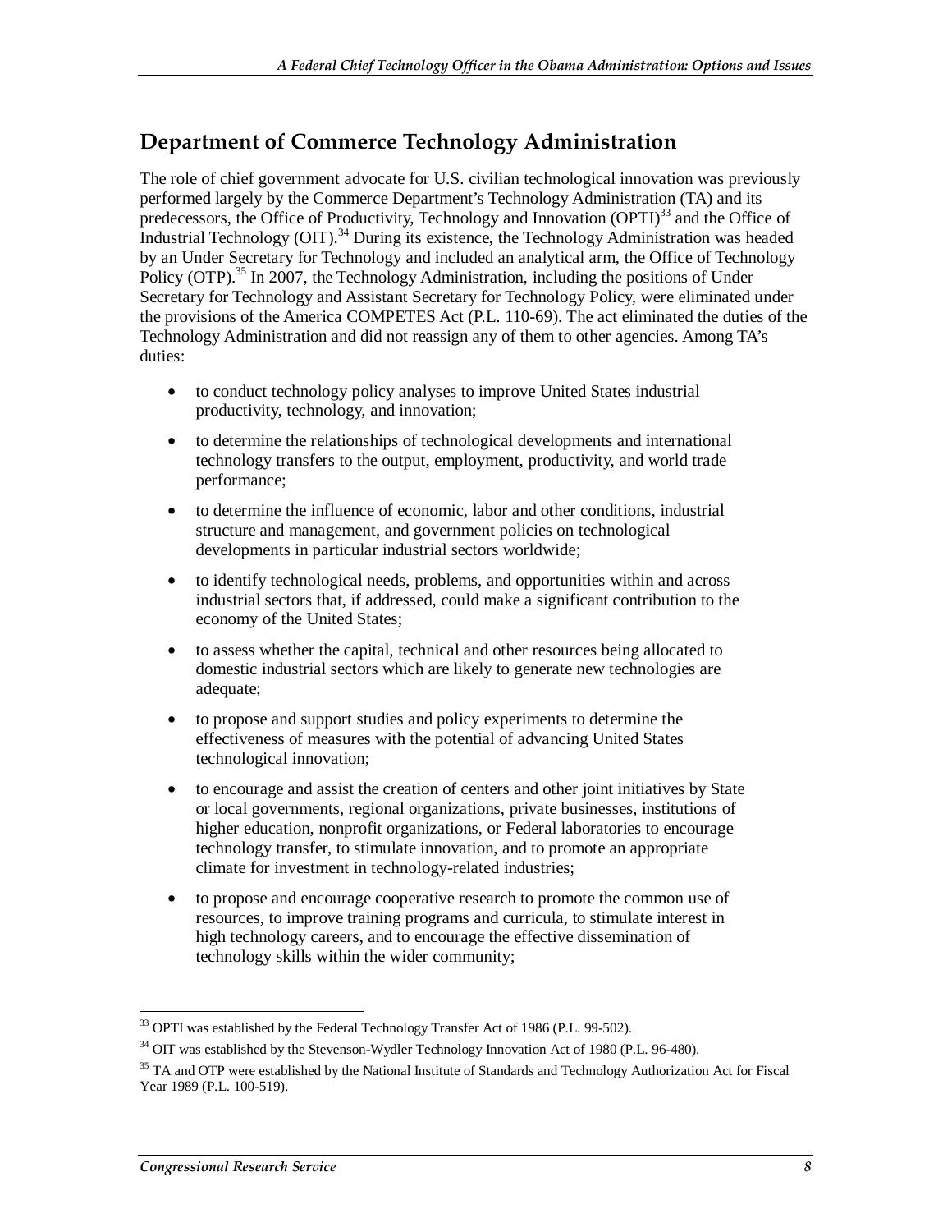## Department of Commerce Technology Administration

The role of chief government advocate for U.S. civilian technological innovation was previously performed largely by the Commerce Department's Technology Administration (TA) and its predecessors, the Office of Productivity, Technology and Innovation (OPTI)[33] and the Office of Industrial Technology (OIT).[34] During its existence, the Technology Administration was headed by an Under Secretary for Technology and included an analytical arm, the Office of Technology Policy (OTP).[35] In 2007, the Technology Administration, including the positions of Under Secretary for Technology and Assistant Secretary for Technology Policy, were eliminated under the provisions of the America COMPETES Act (P.L. 110-69). The act eliminated the duties of the Technology Administration and did not reassign any of them to other agencies. Among TA's duties:

- to conduct technology policy analyses to improve United States industrial productivity, technology, and innovation;
- to determine the relationships of technological developments and international technology transfers to the output, employment, productivity, and world trade performance;
- to determine the influence of economic, labor and other conditions, industrial structure and management, and government policies on technological developments in particular industrial sectors worldwide;
- to identify technological needs, problems, and opportunities within and across industrial sectors that, if addressed, could make a significant contribution to the economy of the United States;
- to assess whether the capital, technical and other resources being allocated to domestic industrial sectors which are likely to generate new technologies are adequate;
- to propose and support studies and policy experiments to determine the effectiveness of measures with the potential of advancing United States technological innovation;
- to encourage and assist the creation of centers and other joint initiatives by State or local governments, regional organizations, private businesses, institutions of higher education, nonprofit organizations, or Federal laboratories to encourage technology transfer, to stimulate innovation, and to promote an appropriate climate for investment in technology-related industries;
- to propose and encourage cooperative research to promote the common use of resources, to improve training programs and curricula, to stimulate interest in high technology careers, and to encourage the effective dissemination of technology skills within the wider community;

---

[33] OPTI was established by the Federal Technology Transfer Act of 1986 (P.L. 99-502).

[34] OIT was established by the Stevenson-Wydler Technology Innovation Act of 1980 (P.L. 96-480).

[35] TA and OTP were established by the National Institute of Standards and Technology Authorization Act for Fiscal Year 1989 (P.L. 100-519).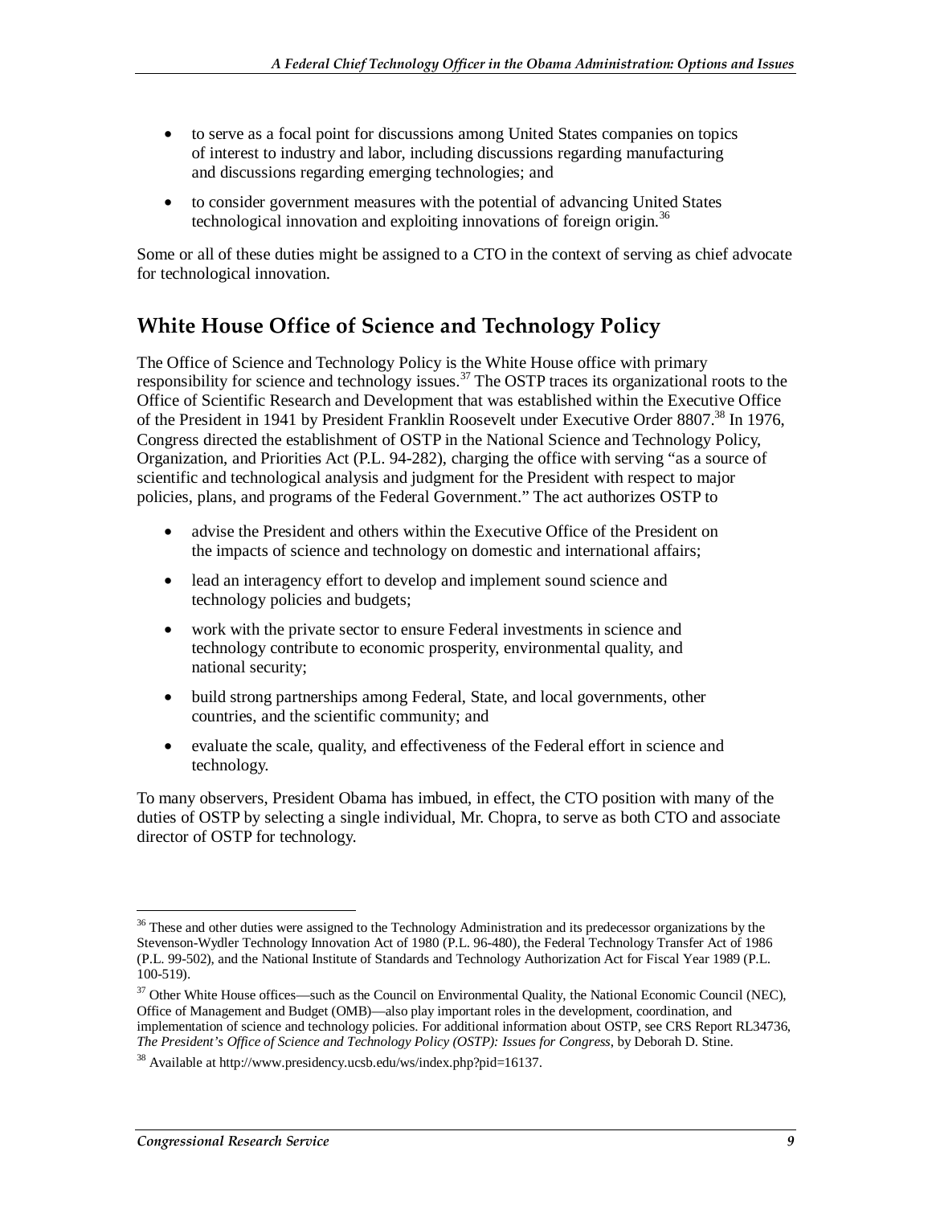- to serve as a focal point for discussions among United States companies on topics of interest to industry and labor, including discussions regarding manufacturing and discussions regarding emerging technologies; and
- to consider government measures with the potential of advancing United States technological innovation and exploiting innovations of foreign origin.[36]

Some or all of these duties might be assigned to a CTO in the context of serving as chief advocate for technological innovation.

## White House Office of Science and Technology Policy

The Office of Science and Technology Policy is the White House office with primary responsibility for science and technology issues.[37] The OSTP traces its organizational roots to the Office of Scientific Research and Development that was established within the Executive Office of the President in 1941 by President Franklin Roosevelt under Executive Order 8807.[38] In 1976, Congress directed the establishment of OSTP in the National Science and Technology Policy, Organization, and Priorities Act (P.L. 94-282), charging the office with serving "as a source of scientific and technological analysis and judgment for the President with respect to major policies, plans, and programs of the Federal Government." The act authorizes OSTP to

- advise the President and others within the Executive Office of the President on the impacts of science and technology on domestic and international affairs;
- lead an interagency effort to develop and implement sound science and technology policies and budgets;
- work with the private sector to ensure Federal investments in science and technology contribute to economic prosperity, environmental quality, and national security;
- build strong partnerships among Federal, State, and local governments, other countries, and the scientific community; and
- evaluate the scale, quality, and effectiveness of the Federal effort in science and technology.

To many observers, President Obama has imbued, in effect, the CTO position with many of the duties of OSTP by selecting a single individual, Mr. Chopra, to serve as both CTO and associate director of OSTP for technology.

---

[36] These and other duties were assigned to the Technology Administration and its predecessor organizations by the Stevenson-Wydler Technology Innovation Act of 1980 (P.L. 96-480), the Federal Technology Transfer Act of 1986 (P.L. 99-502), and the National Institute of Standards and Technology Authorization Act for Fiscal Year 1989 (P.L. 100-519).

[37] Other White House offices—such as the Council on Environmental Quality, the National Economic Council (NEC), Office of Management and Budget (OMB)—also play important roles in the development, coordination, and implementation of science and technology policies. For additional information about OSTP, see CRS Report RL34736, *The President's Office of Science and Technology Policy (OSTP): Issues for Congress*, by Deborah D. Stine.

[38] Available at http://www.presidency.ucsb.edu/ws/index.php?pid=16137.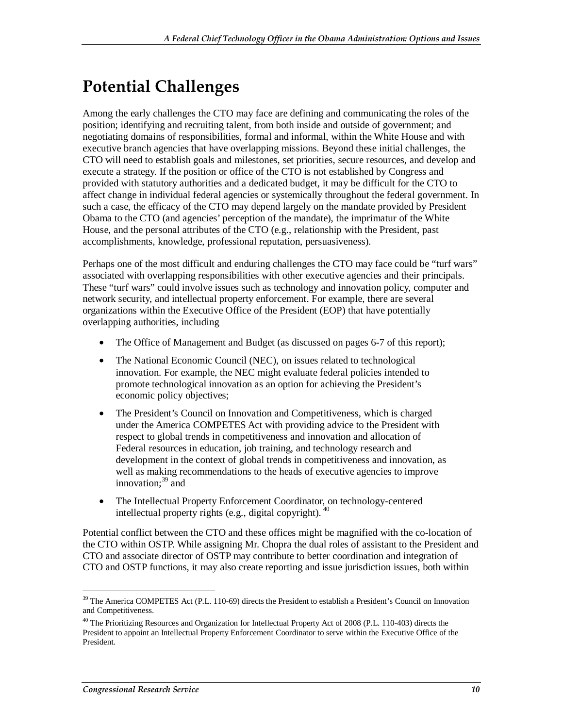# Potential Challenges

Among the early challenges the CTO may face are defining and communicating the roles of the position; identifying and recruiting talent, from both inside and outside of government; and negotiating domains of responsibilities, formal and informal, within the White House and with executive branch agencies that have overlapping missions. Beyond these initial challenges, the CTO will need to establish goals and milestones, set priorities, secure resources, and develop and execute a strategy. If the position or office of the CTO is not established by Congress and provided with statutory authorities and a dedicated budget, it may be difficult for the CTO to affect change in individual federal agencies or systemically throughout the federal government. In such a case, the efficacy of the CTO may depend largely on the mandate provided by President Obama to the CTO (and agencies' perception of the mandate), the imprimatur of the White House, and the personal attributes of the CTO (e.g., relationship with the President, past accomplishments, knowledge, professional reputation, persuasiveness).

Perhaps one of the most difficult and enduring challenges the CTO may face could be "turf wars" associated with overlapping responsibilities with other executive agencies and their principals. These "turf wars" could involve issues such as technology and innovation policy, computer and network security, and intellectual property enforcement. For example, there are several organizations within the Executive Office of the President (EOP) that have potentially overlapping authorities, including

- The Office of Management and Budget (as discussed on pages 6-7 of this report);
- The National Economic Council (NEC), on issues related to technological innovation. For example, the NEC might evaluate federal policies intended to promote technological innovation as an option for achieving the President's economic policy objectives;
- The President's Council on Innovation and Competitiveness, which is charged under the America COMPETES Act with providing advice to the President with respect to global trends in competitiveness and innovation and allocation of Federal resources in education, job training, and technology research and development in the context of global trends in competitiveness and innovation, as well as making recommendations to the heads of executive agencies to improve innovation;[39] and
- The Intellectual Property Enforcement Coordinator, on technology-centered intellectual property rights (e.g., digital copyright).[40]

Potential conflict between the CTO and these offices might be magnified with the co-location of the CTO within OSTP. While assigning Mr. Chopra the dual roles of assistant to the President and CTO and associate director of OSTP may contribute to better coordination and integration of CTO and OSTP functions, it may also create reporting and issue jurisdiction issues, both within

---

[39] The America COMPETES Act (P.L. 110-69) directs the President to establish a President's Council on Innovation and Competitiveness.

[40] The Prioritizing Resources and Organization for Intellectual Property Act of 2008 (P.L. 110-403) directs the President to appoint an Intellectual Property Enforcement Coordinator to serve within the Executive Office of the President.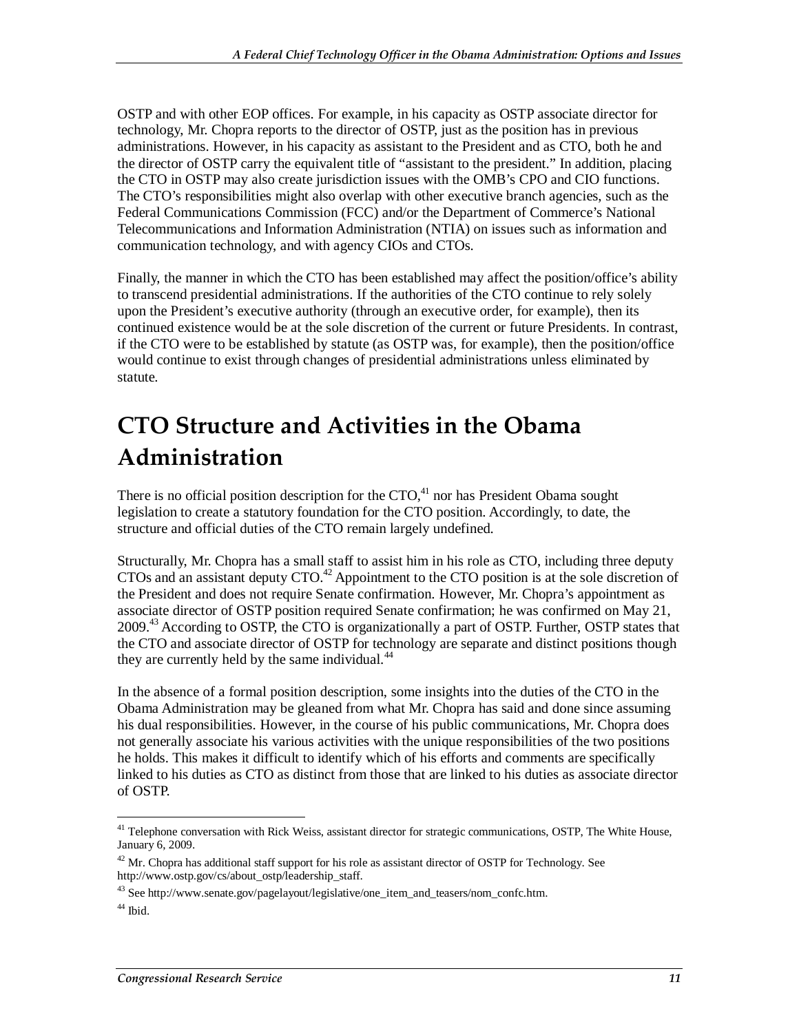OSTP and with other EOP offices. For example, in his capacity as OSTP associate director for technology, Mr. Chopra reports to the director of OSTP, just as the position has in previous administrations. However, in his capacity as assistant to the President and as CTO, both he and the director of OSTP carry the equivalent title of "assistant to the president." In addition, placing the CTO in OSTP may also create jurisdiction issues with the OMB's CPO and CIO functions. The CTO's responsibilities might also overlap with other executive branch agencies, such as the Federal Communications Commission (FCC) and/or the Department of Commerce's National Telecommunications and Information Administration (NTIA) on issues such as information and communication technology, and with agency CIOs and CTOs.

Finally, the manner in which the CTO has been established may affect the position/office's ability to transcend presidential administrations. If the authorities of the CTO continue to rely solely upon the President's executive authority (through an executive order, for example), then its continued existence would be at the sole discretion of the current or future Presidents. In contrast, if the CTO were to be established by statute (as OSTP was, for example), then the position/office would continue to exist through changes of presidential administrations unless eliminated by statute.

# CTO Structure and Activities in the Obama Administration

There is no official position description for the CTO,[41] nor has President Obama sought legislation to create a statutory foundation for the CTO position. Accordingly, to date, the structure and official duties of the CTO remain largely undefined.

Structurally, Mr. Chopra has a small staff to assist him in his role as CTO, including three deputy CTOs and an assistant deputy CTO.[42] Appointment to the CTO position is at the sole discretion of the President and does not require Senate confirmation. However, Mr. Chopra's appointment as associate director of OSTP position required Senate confirmation; he was confirmed on May 21, 2009.[43] According to OSTP, the CTO is organizationally a part of OSTP. Further, OSTP states that the CTO and associate director of OSTP for technology are separate and distinct positions though they are currently held by the same individual.[44]

In the absence of a formal position description, some insights into the duties of the CTO in the Obama Administration may be gleaned from what Mr. Chopra has said and done since assuming his dual responsibilities. However, in the course of his public communications, Mr. Chopra does not generally associate his various activities with the unique responsibilities of the two positions he holds. This makes it difficult to identify which of his efforts and comments are specifically linked to his duties as CTO as distinct from those that are linked to his duties as associate director of OSTP.

---

[41] Telephone conversation with Rick Weiss, assistant director for strategic communications, OSTP, The White House, January 6, 2009.

[42] Mr. Chopra has additional staff support for his role as assistant director of OSTP for Technology. See http://www.ostp.gov/cs/about_ostp/leadership_staff.

[43] See http://www.senate.gov/pagelayout/legislative/one_item_and_teasers/nom_confc.htm.

[44] Ibid.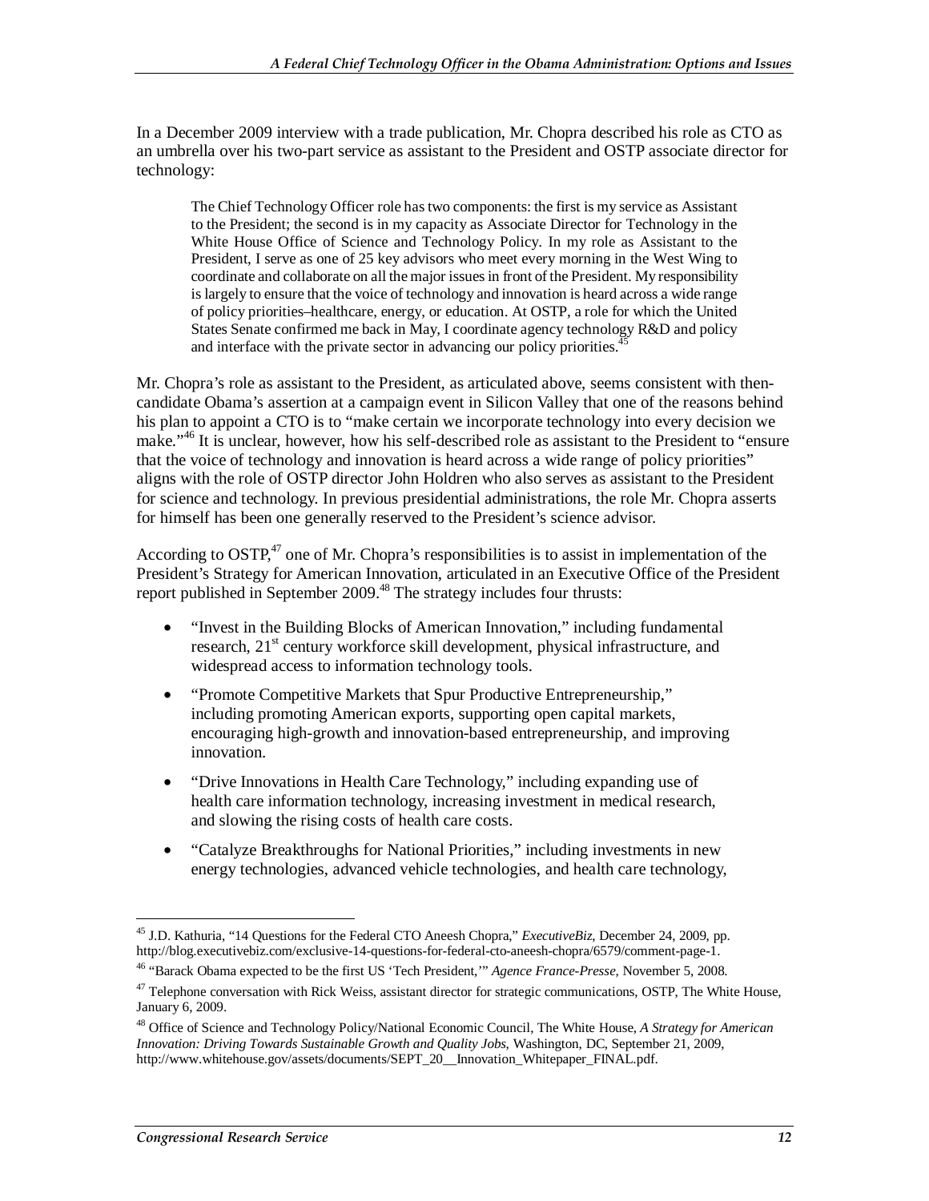In a December 2009 interview with a trade publication, Mr. Chopra described his role as CTO as an umbrella over his two-part service as assistant to the President and OSTP associate director for technology:

> The Chief Technology Officer role has two components: the first is my service as Assistant to the President; the second is in my capacity as Associate Director for Technology in the White House Office of Science and Technology Policy. In my role as Assistant to the President, I serve as one of 25 key advisors who meet every morning in the West Wing to coordinate and collaborate on all the major issues in front of the President. My responsibility is largely to ensure that the voice of technology and innovation is heard across a wide range of policy priorities–healthcare, energy, or education. At OSTP, a role for which the United States Senate confirmed me back in May, I coordinate agency technology R&D and policy and interface with the private sector in advancing our policy priorities.[45]

Mr. Chopra's role as assistant to the President, as articulated above, seems consistent with then-candidate Obama's assertion at a campaign event in Silicon Valley that one of the reasons behind his plan to appoint a CTO is to "make certain we incorporate technology into every decision we make."[46] It is unclear, however, how his self-described role as assistant to the President to "ensure that the voice of technology and innovation is heard across a wide range of policy priorities" aligns with the role of OSTP director John Holdren who also serves as assistant to the President for science and technology. In previous presidential administrations, the role Mr. Chopra asserts for himself has been one generally reserved to the President's science advisor.

According to OSTP,[47] one of Mr. Chopra's responsibilities is to assist in implementation of the President's Strategy for American Innovation, articulated in an Executive Office of the President report published in September 2009.[48] The strategy includes four thrusts:

- "Invest in the Building Blocks of American Innovation," including fundamental research, 21st century workforce skill development, physical infrastructure, and widespread access to information technology tools.
- "Promote Competitive Markets that Spur Productive Entrepreneurship," including promoting American exports, supporting open capital markets, encouraging high-growth and innovation-based entrepreneurship, and improving innovation.
- "Drive Innovations in Health Care Technology," including expanding use of health care information technology, increasing investment in medical research, and slowing the rising costs of health care costs.
- "Catalyze Breakthroughs for National Priorities," including investments in new energy technologies, advanced vehicle technologies, and health care technology,

---

[45] J.D. Kathuria, "14 Questions for the Federal CTO Aneesh Chopra," *ExecutiveBiz*, December 24, 2009, pp. http://blog.executivebiz.com/exclusive-14-questions-for-federal-cto-aneesh-chopra/6579/comment-page-1.

[46] "Barack Obama expected to be the first US 'Tech President,'" *Agence France-Presse*, November 5, 2008.

[47] Telephone conversation with Rick Weiss, assistant director for strategic communications, OSTP, The White House, January 6, 2009.

[48] Office of Science and Technology Policy/National Economic Council, The White House, *A Strategy for American Innovation: Driving Towards Sustainable Growth and Quality Jobs*, Washington, DC, September 21, 2009, http://www.whitehouse.gov/assets/documents/SEPT_20__Innovation_Whitepaper_FINAL.pdf.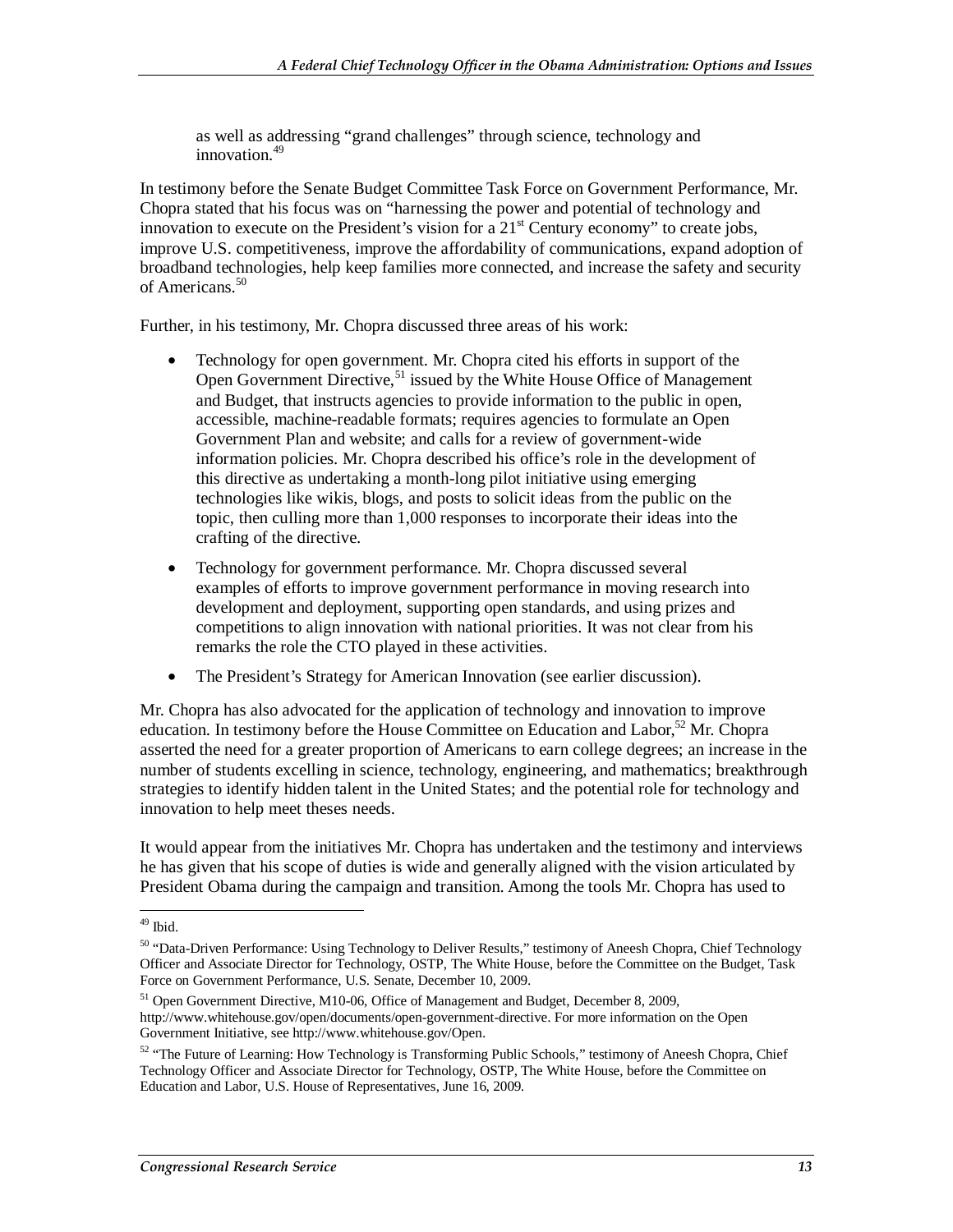as well as addressing "grand challenges" through science, technology and innovation.[49]

In testimony before the Senate Budget Committee Task Force on Government Performance, Mr. Chopra stated that his focus was on "harnessing the power and potential of technology and innovation to execute on the President's vision for a 21st Century economy" to create jobs, improve U.S. competitiveness, improve the affordability of communications, expand adoption of broadband technologies, help keep families more connected, and increase the safety and security of Americans.[50]

Further, in his testimony, Mr. Chopra discussed three areas of his work:

- Technology for open government. Mr. Chopra cited his efforts in support of the Open Government Directive,[51] issued by the White House Office of Management and Budget, that instructs agencies to provide information to the public in open, accessible, machine-readable formats; requires agencies to formulate an Open Government Plan and website; and calls for a review of government-wide information policies. Mr. Chopra described his office's role in the development of this directive as undertaking a month-long pilot initiative using emerging technologies like wikis, blogs, and posts to solicit ideas from the public on the topic, then culling more than 1,000 responses to incorporate their ideas into the crafting of the directive.
- Technology for government performance. Mr. Chopra discussed several examples of efforts to improve government performance in moving research into development and deployment, supporting open standards, and using prizes and competitions to align innovation with national priorities. It was not clear from his remarks the role the CTO played in these activities.
- The President's Strategy for American Innovation (see earlier discussion).

Mr. Chopra has also advocated for the application of technology and innovation to improve education. In testimony before the House Committee on Education and Labor,[52] Mr. Chopra asserted the need for a greater proportion of Americans to earn college degrees; an increase in the number of students excelling in science, technology, engineering, and mathematics; breakthrough strategies to identify hidden talent in the United States; and the potential role for technology and innovation to help meet theses needs.

It would appear from the initiatives Mr. Chopra has undertaken and the testimony and interviews he has given that his scope of duties is wide and generally aligned with the vision articulated by President Obama during the campaign and transition. Among the tools Mr. Chopra has used to

---

[49] Ibid.

[50] "Data-Driven Performance: Using Technology to Deliver Results," testimony of Aneesh Chopra, Chief Technology Officer and Associate Director for Technology, OSTP, The White House, before the Committee on the Budget, Task Force on Government Performance, U.S. Senate, December 10, 2009.

[51] Open Government Directive, M10-06, Office of Management and Budget, December 8, 2009, http://www.whitehouse.gov/open/documents/open-government-directive. For more information on the Open Government Initiative, see http://www.whitehouse.gov/Open.

[52] "The Future of Learning: How Technology is Transforming Public Schools," testimony of Aneesh Chopra, Chief Technology Officer and Associate Director for Technology, OSTP, The White House, before the Committee on Education and Labor, U.S. House of Representatives, June 16, 2009.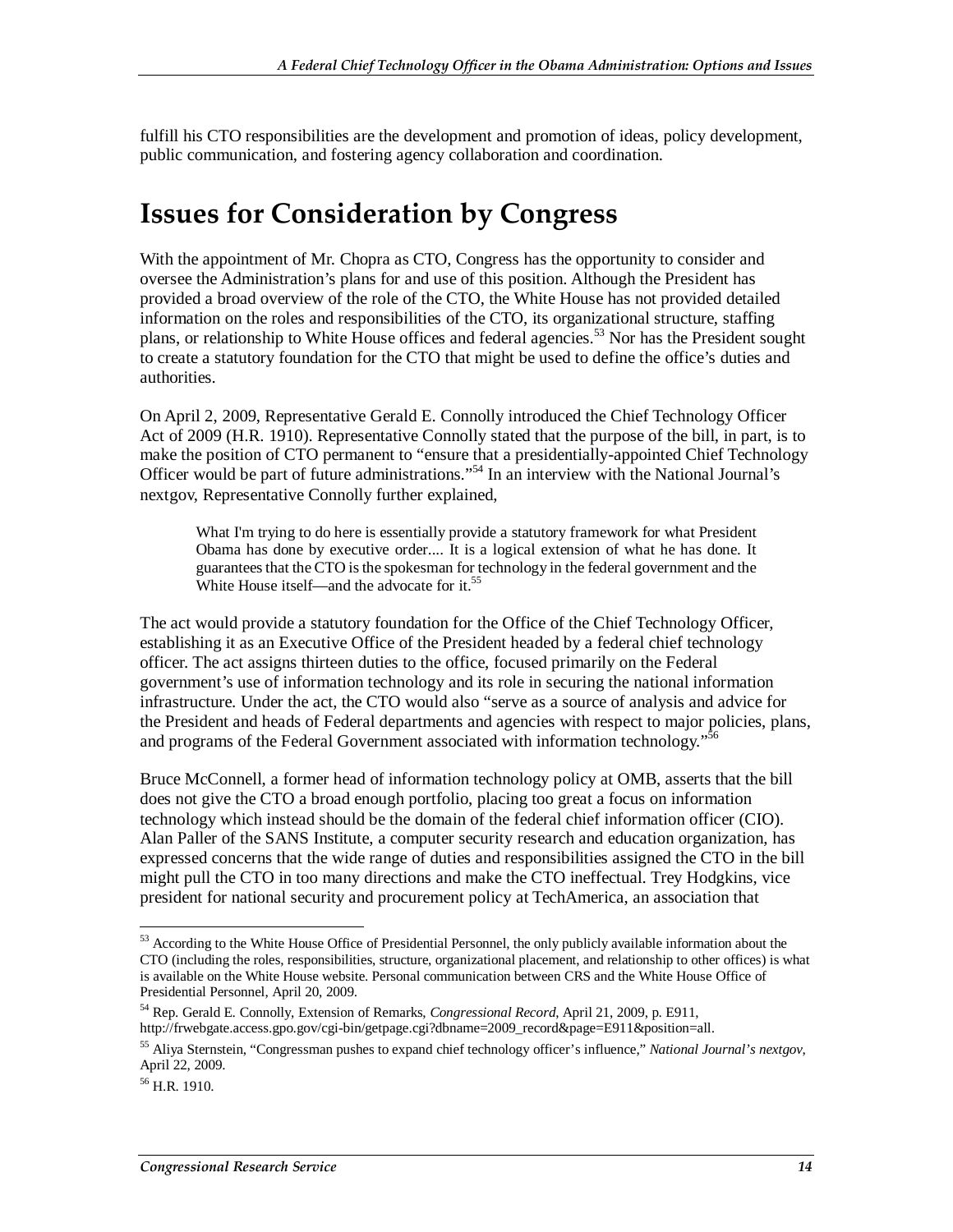fulfill his CTO responsibilities are the development and promotion of ideas, policy development, public communication, and fostering agency collaboration and coordination.

# Issues for Consideration by Congress

With the appointment of Mr. Chopra as CTO, Congress has the opportunity to consider and oversee the Administration's plans for and use of this position. Although the President has provided a broad overview of the role of the CTO, the White House has not provided detailed information on the roles and responsibilities of the CTO, its organizational structure, staffing plans, or relationship to White House offices and federal agencies.[53] Nor has the President sought to create a statutory foundation for the CTO that might be used to define the office's duties and authorities.

On April 2, 2009, Representative Gerald E. Connolly introduced the Chief Technology Officer Act of 2009 (H.R. 1910). Representative Connolly stated that the purpose of the bill, in part, is to make the position of CTO permanent to "ensure that a presidentially-appointed Chief Technology Officer would be part of future administrations."[54] In an interview with the National Journal's nextgov, Representative Connolly further explained,

> What I'm trying to do here is essentially provide a statutory framework for what President Obama has done by executive order.... It is a logical extension of what he has done. It guarantees that the CTO is the spokesman for technology in the federal government and the White House itself—and the advocate for it.[55]

The act would provide a statutory foundation for the Office of the Chief Technology Officer, establishing it as an Executive Office of the President headed by a federal chief technology officer. The act assigns thirteen duties to the office, focused primarily on the Federal government's use of information technology and its role in securing the national information infrastructure. Under the act, the CTO would also "serve as a source of analysis and advice for the President and heads of Federal departments and agencies with respect to major policies, plans, and programs of the Federal Government associated with information technology."[56]

Bruce McConnell, a former head of information technology policy at OMB, asserts that the bill does not give the CTO a broad enough portfolio, placing too great a focus on information technology which instead should be the domain of the federal chief information officer (CIO). Alan Paller of the SANS Institute, a computer security research and education organization, has expressed concerns that the wide range of duties and responsibilities assigned the CTO in the bill might pull the CTO in too many directions and make the CTO ineffectual. Trey Hodgkins, vice president for national security and procurement policy at TechAmerica, an association that

---

[53] According to the White House Office of Presidential Personnel, the only publicly available information about the CTO (including the roles, responsibilities, structure, organizational placement, and relationship to other offices) is what is available on the White House website. Personal communication between CRS and the White House Office of Presidential Personnel, April 20, 2009.

[54] Rep. Gerald E. Connolly, Extension of Remarks, *Congressional Record*, April 21, 2009, p. E911, http://frwebgate.access.gpo.gov/cgi-bin/getpage.cgi?dbname=2009_record&page=E911&position=all.

[55] Aliya Sternstein, "Congressman pushes to expand chief technology officer's influence," *National Journal's nextgov*, April 22, 2009.

[56] H.R. 1910.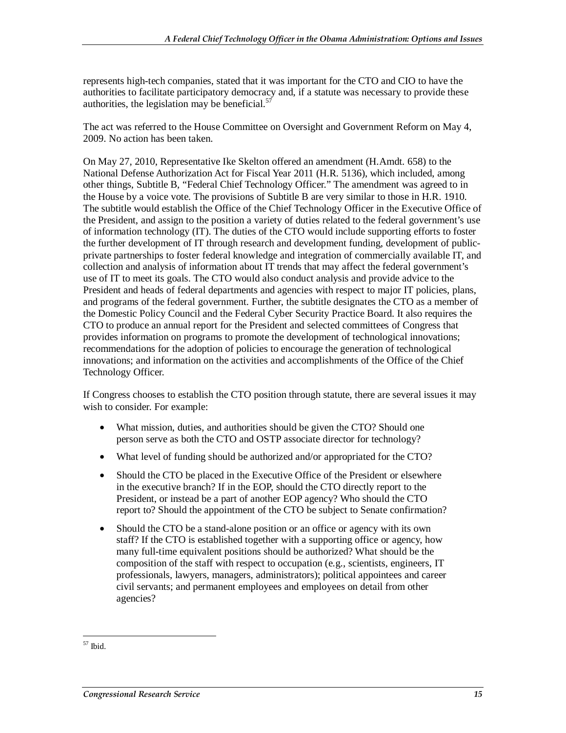represents high-tech companies, stated that it was important for the CTO and CIO to have the authorities to facilitate participatory democracy and, if a statute was necessary to provide these authorities, the legislation may be beneficial.[57]

The act was referred to the House Committee on Oversight and Government Reform on May 4, 2009. No action has been taken.

On May 27, 2010, Representative Ike Skelton offered an amendment (H.Amdt. 658) to the National Defense Authorization Act for Fiscal Year 2011 (H.R. 5136), which included, among other things, Subtitle B, "Federal Chief Technology Officer." The amendment was agreed to in the House by a voice vote. The provisions of Subtitle B are very similar to those in H.R. 1910. The subtitle would establish the Office of the Chief Technology Officer in the Executive Office of the President, and assign to the position a variety of duties related to the federal government's use of information technology (IT). The duties of the CTO would include supporting efforts to foster the further development of IT through research and development funding, development of public-private partnerships to foster federal knowledge and integration of commercially available IT, and collection and analysis of information about IT trends that may affect the federal government's use of IT to meet its goals. The CTO would also conduct analysis and provide advice to the President and heads of federal departments and agencies with respect to major IT policies, plans, and programs of the federal government. Further, the subtitle designates the CTO as a member of the Domestic Policy Council and the Federal Cyber Security Practice Board. It also requires the CTO to produce an annual report for the President and selected committees of Congress that provides information on programs to promote the development of technological innovations; recommendations for the adoption of policies to encourage the generation of technological innovations; and information on the activities and accomplishments of the Office of the Chief Technology Officer.

If Congress chooses to establish the CTO position through statute, there are several issues it may wish to consider. For example:

- What mission, duties, and authorities should be given the CTO? Should one person serve as both the CTO and OSTP associate director for technology?
- What level of funding should be authorized and/or appropriated for the CTO?
- Should the CTO be placed in the Executive Office of the President or elsewhere in the executive branch? If in the EOP, should the CTO directly report to the President, or instead be a part of another EOP agency? Who should the CTO report to? Should the appointment of the CTO be subject to Senate confirmation?
- Should the CTO be a stand-alone position or an office or agency with its own staff? If the CTO is established together with a supporting office or agency, how many full-time equivalent positions should be authorized? What should be the composition of the staff with respect to occupation (e.g., scientists, engineers, IT professionals, lawyers, managers, administrators); political appointees and career civil servants; and permanent employees and employees on detail from other agencies?

[57] Ibid.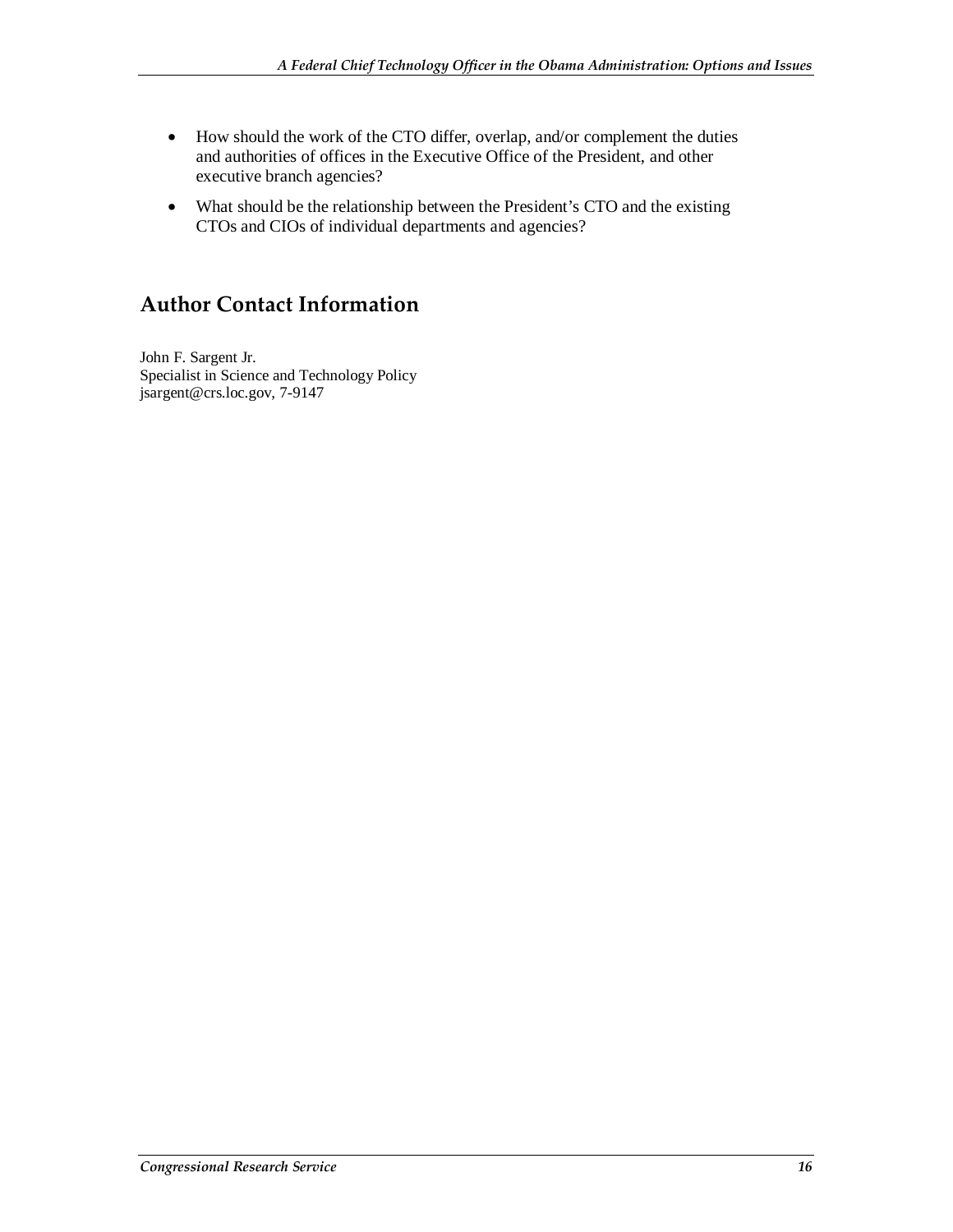- How should the work of the CTO differ, overlap, and/or complement the duties and authorities of offices in the Executive Office of the President, and other executive branch agencies?
- What should be the relationship between the President's CTO and the existing CTOs and CIOs of individual departments and agencies?

## Author Contact Information

John F. Sargent Jr.
Specialist in Science and Technology Policy
jsargent@crs.loc.gov, 7-9147